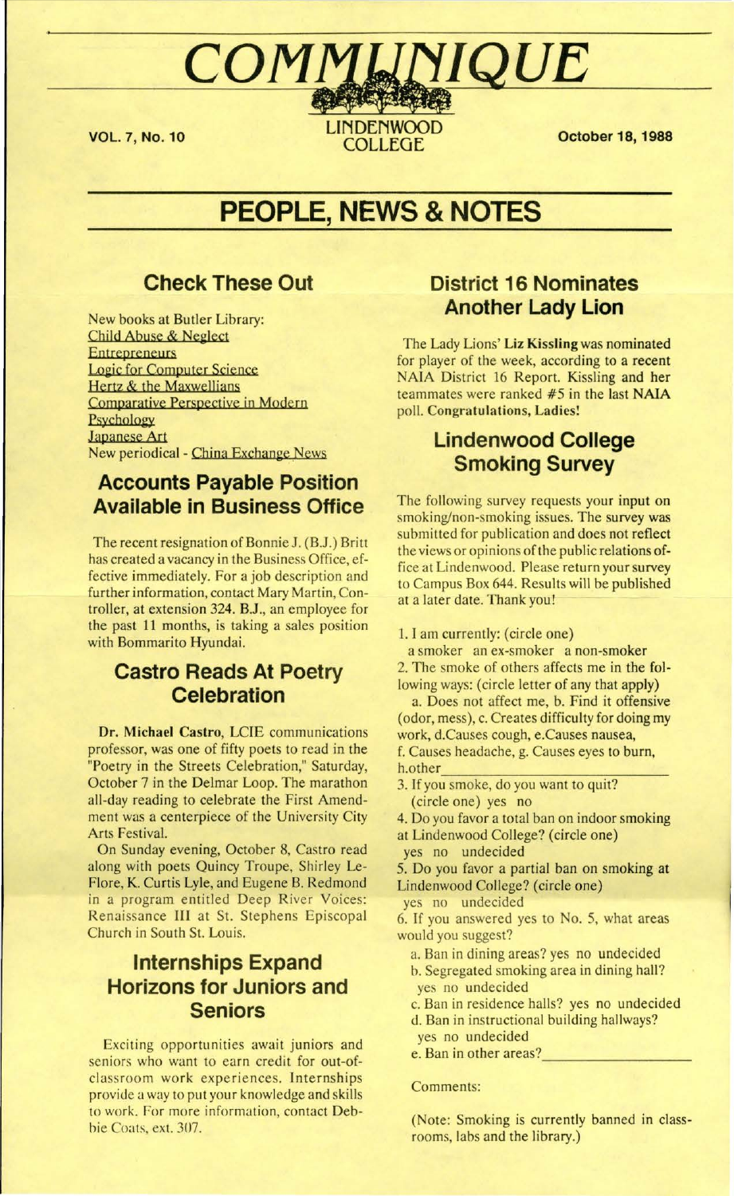# COMMUNIQUE

VOL. 7, No. 10 — LINDENWOOD COLLEGE — October 18, 1988

## PEOPLE, NEWS & NOTES

### Check These Out

New books at Butler Library:
Child Abuse & Neglect
Entrepreneurs
Logic for Computer Science
Hertz & the Maxwellians
Comparative Perspective in Modern Psychology
Japanese Art
New periodical - China Exchange News

### Accounts Payable Position Available in Business Office

The recent resignation of Bonnie J. (B.J.) Britt has created a vacancy in the Business Office, effective immediately. For a job description and further information, contact Mary Martin, Controller, at extension 324. B.J., an employee for the past 11 months, is taking a sales position with Bommarito Hyundai.

### Castro Reads At Poetry Celebration

**Dr. Michael Castro**, LCIE communications professor, was one of fifty poets to read in the "Poetry in the Streets Celebration," Saturday, October 7 in the Delmar Loop. The marathon all-day reading to celebrate the First Amendment was a centerpiece of the University City Arts Festival.

On Sunday evening, October 8, Castro read along with poets Quincy Troupe, Shirley LeFlore, K. Curtis Lyle, and Eugene B. Redmond in a program entitled Deep River Voices: Renaissance III at St. Stephens Episcopal Church in South St. Louis.

### Internships Expand Horizons for Juniors and Seniors

Exciting opportunities await juniors and seniors who want to earn credit for out-of-classroom work experiences. Internships provide a way to put your knowledge and skills to work. For more information, contact Debbie Coats, ext. 307.

### District 16 Nominates Another Lady Lion

The Lady Lions' **Liz Kissling** was nominated for player of the week, according to a recent NAIA District 16 Report. Kissling and her teammates were ranked #5 in the last NAIA poll. **Congratulations, Ladies!**

### Lindenwood College Smoking Survey

The following survey requests your input on smoking/non-smoking issues. The survey was submitted for publication and does not reflect the views or opinions of the public relations office at Lindenwood. Please return your survey to Campus Box 644. Results will be published at a later date. Thank you!

1. I am currently: (circle one)
   a smoker   an ex-smoker   a non-smoker
2. The smoke of others affects me in the following ways: (circle letter of any that apply)
   a. Does not affect me, b. Find it offensive (odor, mess), c. Creates difficulty for doing my work, d. Causes cough, e. Causes nausea, f. Causes headache, g. Causes eyes to burn, h. other\_\_\_\_\_\_\_\_\_\_\_\_\_\_\_\_
3. If you smoke, do you want to quit? (circle one) yes   no
4. Do you favor a total ban on indoor smoking at Lindenwood College? (circle one)
   yes   no   undecided
5. Do you favor a partial ban on smoking at Lindenwood College? (circle one)
   yes   no   undecided
6. If you answered yes to No. 5, what areas would you suggest?
   a. Ban in dining areas? yes   no   undecided
   b. Segregated smoking area in dining hall? yes   no   undecided
   c. Ban in residence halls? yes   no   undecided
   d. Ban in instructional building hallways? yes   no   undecided
   e. Ban in other areas?\_\_\_\_\_\_\_\_\_\_\_\_\_\_\_\_

Comments:

(Note: Smoking is currently banned in classrooms, labs and the library.)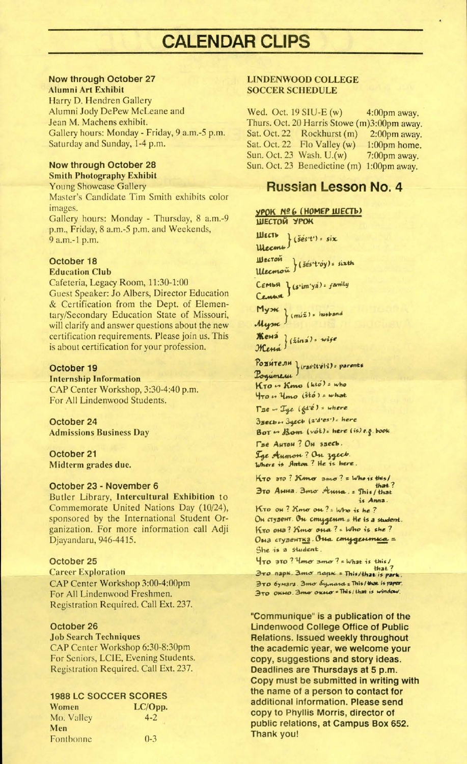# CALENDAR CLIPS

**Now through October 27**
**Alumni Art Exhibit**
Harry D. Hendren Gallery
Alumni Jody DePew McLeane and Jean M. Machens exhibit.
Gallery hours: Monday - Friday, 9 a.m.-5 p.m. Saturday and Sunday, 1-4 p.m.

**Now through October 28**
**Smith Photography Exhibit**
Young Showcase Gallery
Master's Candidate Tim Smith exhibits color images.
Gallery hours: Monday - Thursday, 8 a.m.-9 p.m., Friday, 8 a.m.-5 p.m. and Weekends, 9 a.m.-1 p.m.

**October 18**
**Education Club**
Cafeteria, Legacy Room, 11:30-1:00
Guest Speaker: Jo Albers, Director Education & Certification from the Dept. of Elementary/Secondary Education State of Missouri, will clarify and answer questions about the new certification requirements. Please join us. This is about certification for your profession.

**October 19**
**Internship Information**
CAP Center Workshop, 3:30-4:40 p.m.
For All Lindenwood Students.

**October 24**
**Admissions Business Day**

**October 21**
**Midterm grades due.**

**October 23 - November 6**
Butler Library, **Intercultural Exhibition** to Commemorate United Nations Day (10/24), sponsored by the International Student Organization. For more information call Adji Djayandaru, 946-4415.

**October 25**
**Career Exploration**
CAP Center Workshop 3:00-4:00pm
For All Lindenwood Freshmen.
Registration Required. Call Ext. 237.

**October 26**
**Job Search Techniques**
CAP Center Workshop 6:30-8:30pm
For Seniors, LCIE, Evening Students.
Registration Required. Call Ext. 237.

**1988 LC SOCCER SCORES**

| | |
|---|---|
| **Women** | **LC/Opp.** |
| Mo. Valley | 4-2 |
| **Men** | |
| Fontbonne | 0-3 |

**LINDENWOOD COLLEGE SOCCER SCHEDULE**

Wed. Oct. 19 SIU-E (w) 4:00pm away.
Thurs. Oct. 20 Harris Stowe (m) 3:00pm away.
Sat. Oct. 22 Rockhurst (m) 2:00pm away.
Sat. Oct. 22 Flo Valley (w) 1:00pm home.
Sun. Oct. 23 Wash. U.(w) 7:00pm away.
Sun. Oct. 23 Benedictine (m) 1:00pm away.

## Russian Lesson No. 4

УРОК № 6 (НОМЕР ШЕСТЬ)
ШЕСТОЙ УРОК

Шесть / Шесть (šés't') = six
Шестой / Шестой (šés't'óy) = sixth
Семья / Семья (s'im'yá) = family
Муж / Муж (múž) = husband
Жена / Жена (žiná) = wife
Родители / Родители (rad'ít'él'i) = parents
Кто — Кто (któ) = who
Что — Что (štó) = what
Где — Где (gd'é) = where
Здесь — Здесь (z'd'es') = here
Вот — Вот (vót) = here (is) e.g. book

Где Антон? Он здесь.
Где Антон? Он здесь.
Where is Anton? He is here.

Кто это? Кто это? = Who is this/that?
Это Анна. Это Анна. = This/that is Anna.
Кто он? Кто он? = Who is he?
Он студент. Он студент. = He is a student.
Кто она? Кто она? = Who is she?
Она студентка. Она студентка = She is a student.
Что это? Что это? = What is this/that?
Это парк. Это парк = This/that is park.
Это бумага. Это бумага = This/that is paper.
Это окно. Это окно = This/that is window.

**"Communique" is a publication of the Lindenwood College Office of Public Relations. Issued weekly throughout the academic year, we welcome your copy, suggestions and story ideas. Deadlines are Thursdays at 5 p.m. Copy must be submitted in writing with the name of a person to contact for additional information. Please send copy to Phyllis Morris, director of public relations, at Campus Box 652. Thank you!**